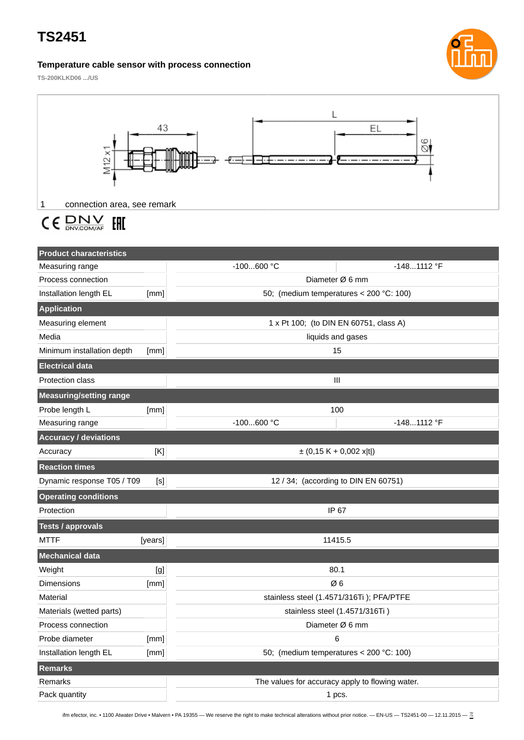# TS2451

## Temperature cable sensor with process connection

TS-200KLKD06 .../US

43 L EL M12 x1 Ø6

1 connection area, see remark

| Product characteristics | | | |
|---|---|---|---|
| Measuring range | | -100...600 °C | -148...1112 °F |
| Process connection | | Diameter Ø 6 mm | |
| Installation length EL | [mm] | 50; (medium temperatures < 200 °C: 100) | |
| **Application** | | | |
| Measuring element | | 1 x Pt 100; (to DIN EN 60751, class A) | |
| Media | | liquids and gases | |
| Minimum installation depth | [mm] | 15 | |
| **Electrical data** | | | |
| Protection class | | III | |
| **Measuring/setting range** | | | |
| Probe length L | [mm] | 100 | |
| Measuring range | | -100...600 °C | -148...1112 °F |
| **Accuracy / deviations** | | | |
| Accuracy | [K] | ± (0,15 K + 0,002 x\|t\|) | |
| **Reaction times** | | | |
| Dynamic response T05 / T09 | [s] | 12 / 34; (according to DIN EN 60751) | |
| **Operating conditions** | | | |
| Protection | | IP 67 | |
| **Tests / approvals** | | | |
| MTTF | [years] | 11415.5 | |
| **Mechanical data** | | | |
| Weight | [g] | 80.1 | |
| Dimensions | [mm] | Ø 6 | |
| Material | | stainless steel (1.4571/316Ti ); PFA/PTFE | |
| Materials (wetted parts) | | stainless steel (1.4571/316Ti ) | |
| Process connection | | Diameter Ø 6 mm | |
| Probe diameter | [mm] | 6 | |
| Installation length EL | [mm] | 50; (medium temperatures < 200 °C: 100) | |
| **Remarks** | | | |
| Remarks | | The values for accuracy apply to flowing water. | |
| Pack quantity | | 1 pcs. | |

ifm efector, inc. • 1100 Atwater Drive • Malvern • PA 19355 — We reserve the right to make technical alterations without prior notice. — EN-US — TS2451-00 — 12.11.2015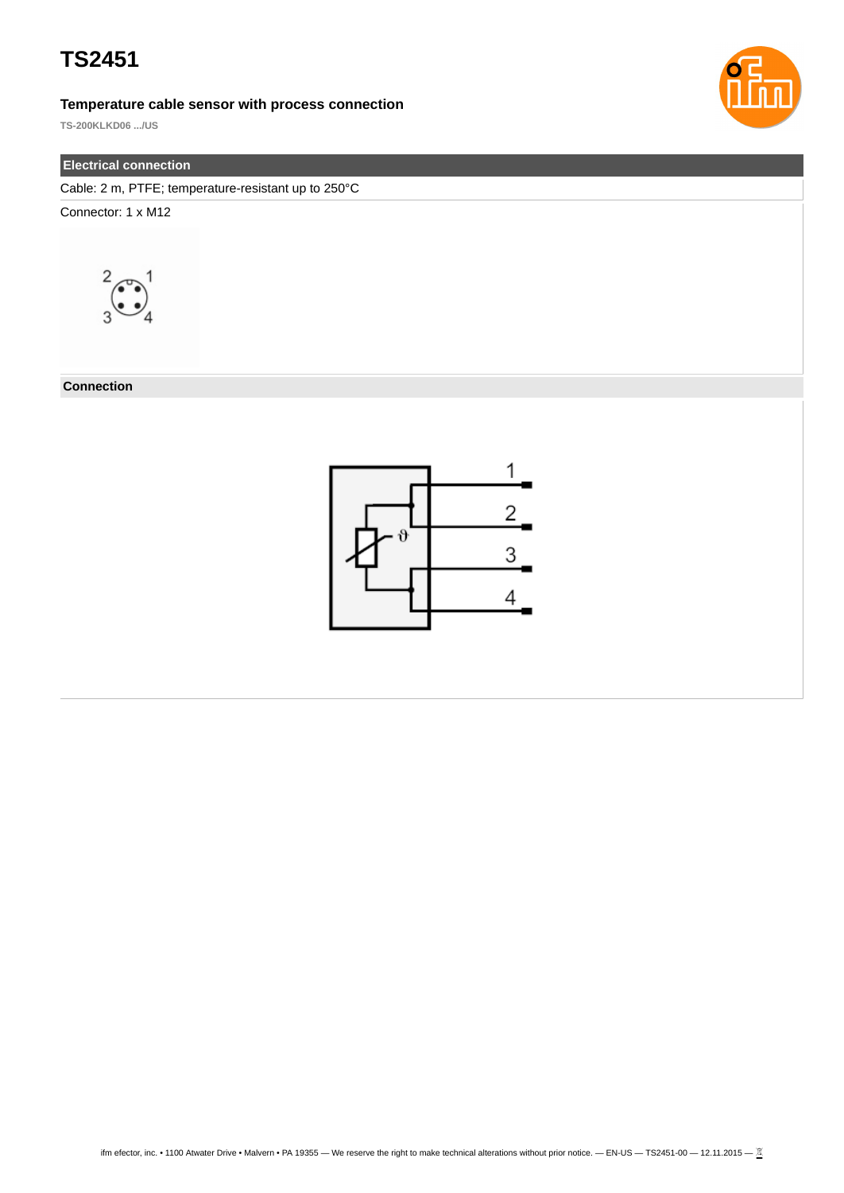# TS2451

### Temperature cable sensor with process connection

**TS-200KLKD06 .../US**

## Electrical connection

Cable: 2 m, PTFE; temperature-resistant up to 250°C

Connector: 1 x M12

2 1
3 4

### Connection

1
2
3
4